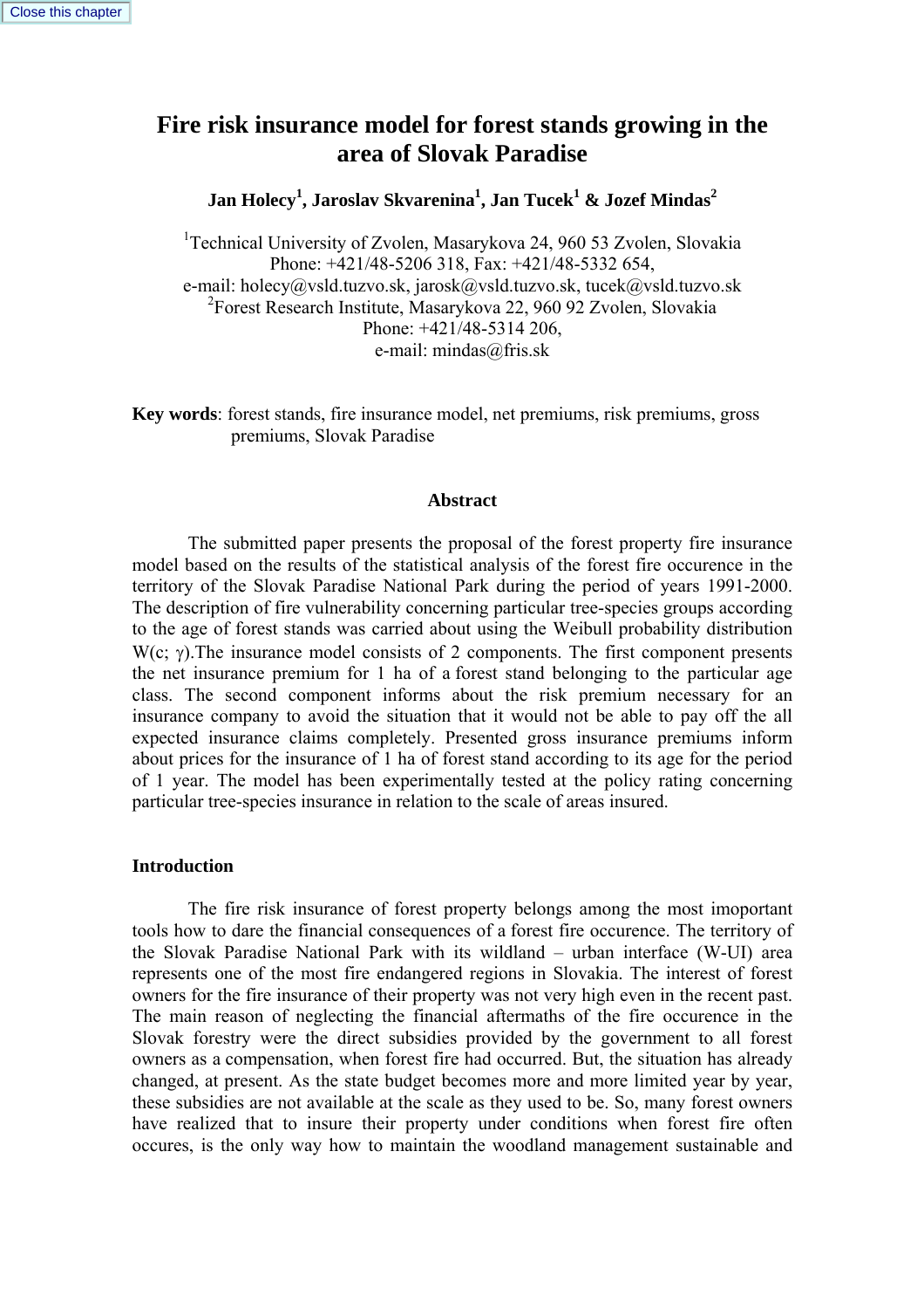# Fire risk insurance model for forest stands growing in the area of Slovak Paradise

**Jan Holecy[1], Jaroslav Skvarenina[1], Jan Tucek[1] & Jozef Mindas[2]**

[1]Technical University of Zvolen, Masarykova 24, 960 53 Zvolen, Slovakia
Phone: +421/48-5206 318, Fax: +421/48-5332 654,
e-mail: holecy@vsld.tuzvo.sk, jarosk@vsld.tuzvo.sk, tucek@vsld.tuzvo.sk
[2]Forest Research Institute, Masarykova 22, 960 92 Zvolen, Slovakia
Phone: +421/48-5314 206,
e-mail: mindas@fris.sk

**Key words**: forest stands, fire insurance model, net premiums, risk premiums, gross premiums, Slovak Paradise

## Abstract

The submitted paper presents the proposal of the forest property fire insurance model based on the results of the statistical analysis of the forest fire occurence in the territory of the Slovak Paradise National Park during the period of years 1991-2000. The description of fire vulnerability concerning particular tree-species groups according to the age of forest stands was carried about using the Weibull probability distribution $W(c; \gamma)$.The insurance model consists of 2 components. The first component presents the net insurance premium for 1 ha of a forest stand belonging to the particular age class. The second component informs about the risk premium necessary for an insurance company to avoid the situation that it would not be able to pay off the all expected insurance claims completely. Presented gross insurance premiums inform about prices for the insurance of 1 ha of forest stand according to its age for the period of 1 year. The model has been experimentally tested at the policy rating concerning particular tree-species insurance in relation to the scale of areas insured.

## Introduction

The fire risk insurance of forest property belongs among the most imoportant tools how to dare the financial consequences of a forest fire occurence. The territory of the Slovak Paradise National Park with its wildland – urban interface (W-UI) area represents one of the most fire endangered regions in Slovakia. The interest of forest owners for the fire insurance of their property was not very high even in the recent past. The main reason of neglecting the financial aftermaths of the fire occurence in the Slovak forestry were the direct subsidies provided by the government to all forest owners as a compensation, when forest fire had occurred. But, the situation has already changed, at present. As the state budget becomes more and more limited year by year, these subsidies are not available at the scale as they used to be. So, many forest owners have realized that to insure their property under conditions when forest fire often occures, is the only way how to maintain the woodland management sustainable and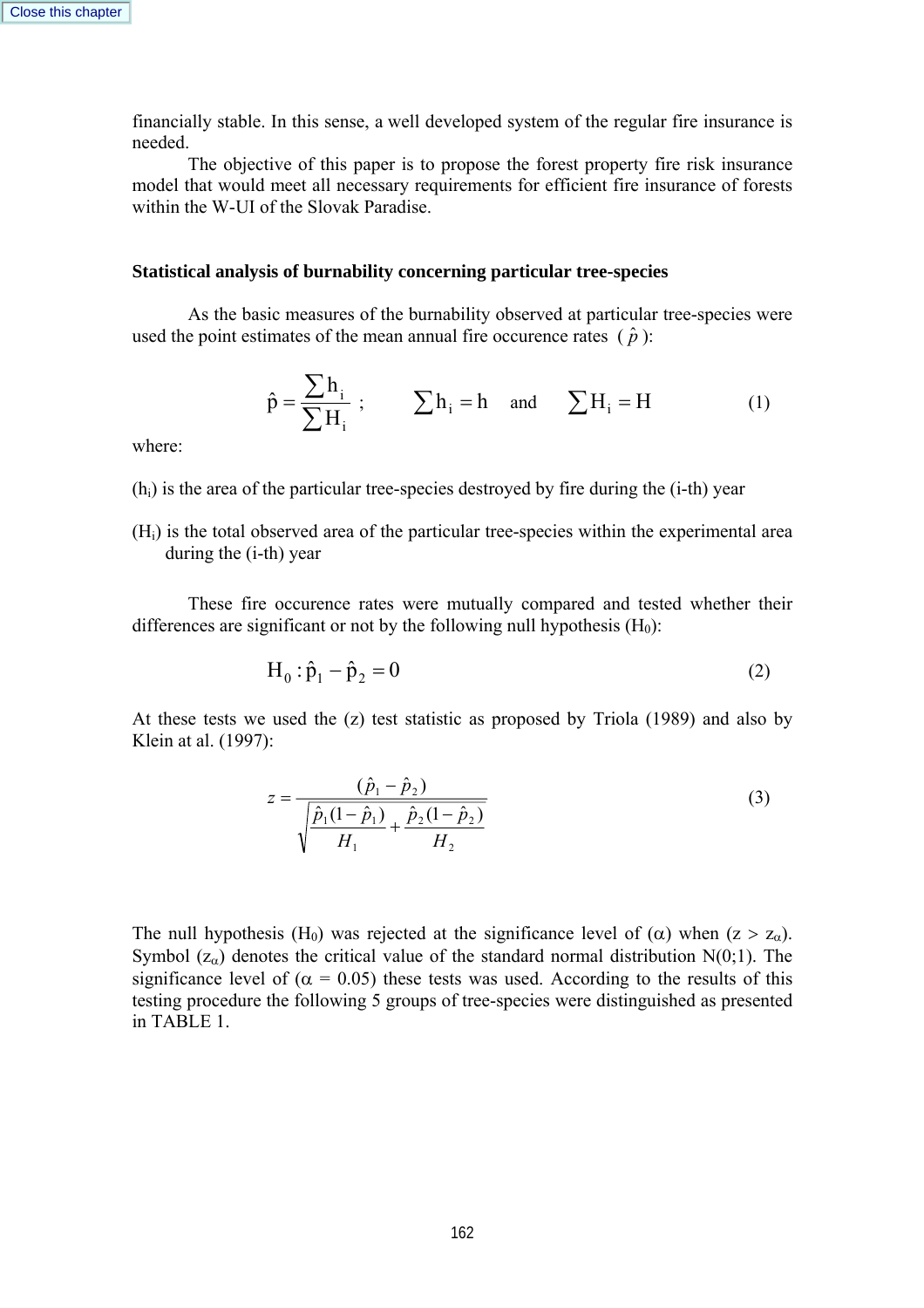financially stable. In this sense, a well developed system of the regular fire insurance is needed.

The objective of this paper is to propose the forest property fire risk insurance model that would meet all necessary requirements for efficient fire insurance of forests within the W-UI of the Slovak Paradise.

### Statistical analysis of burnability concerning particular tree-species

As the basic measures of the burnability observed at particular tree-species were used the point estimates of the mean annual fire occurence rates ( $\hat{p}$ ):

$$\hat{p} = \frac{\sum h_i}{\sum H_i} \; ; \qquad \sum h_i = h \quad \text{and} \quad \sum H_i = H \tag{1}$$

where:

($h_i$) is the area of the particular tree-species destroyed by fire during the (i-th) year

($H_i$) is the total observed area of the particular tree-species within the experimental area during the (i-th) year

These fire occurence rates were mutually compared and tested whether their differences are significant or not by the following null hypothesis ($H_0$):

$$H_0 : \hat{p}_1 - \hat{p}_2 = 0 \tag{2}$$

At these tests we used the (z) test statistic as proposed by Triola (1989) and also by Klein at al. (1997):

$$z = \frac{(\hat{p}_1 - \hat{p}_2)}{\sqrt{\frac{\hat{p}_1(1-\hat{p}_1)}{H_1} + \frac{\hat{p}_2(1-\hat{p}_2)}{H_2}}} \tag{3}$$

The null hypothesis ($H_0$) was rejected at the significance level of ($\alpha$) when ($z > z_\alpha$). Symbol ($z_\alpha$) denotes the critical value of the standard normal distribution N(0;1). The significance level of ($\alpha = 0.05$) these tests was used. According to the results of this testing procedure the following 5 groups of tree-species were distinguished as presented in TABLE 1.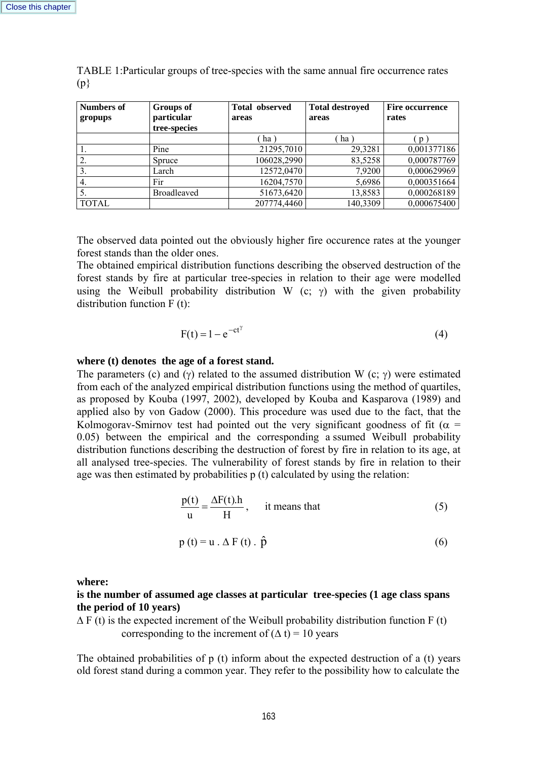TABLE 1:Particular groups of tree-species with the same annual fire occurrence rates (p}

| Numbers of gropups | Groups of particular tree-species | Total observed areas | Total destroyed areas | Fire occurrence rates |
|---|---|---|---|---|
| | | ( ha ) | ( ha ) | ( p ) |
| 1. | Pine | 21295,7010 | 29,3281 | 0,001377186 |
| 2. | Spruce | 106028,2990 | 83,5258 | 0,000787769 |
| 3. | Larch | 12572,0470 | 7,9200 | 0,000629969 |
| 4. | Fir | 16204,7570 | 5,6986 | 0,000351664 |
| 5. | Broadleaved | 51673,6420 | 13,8583 | 0,000268189 |
| TOTAL | | 207774,4460 | 140,3309 | 0,000675400 |

The observed data pointed out the obviously higher fire occurence rates at the younger forest stands than the older ones.
The obtained empirical distribution functions describing the observed destruction of the forest stands by fire at particular tree-species in relation to their age were modelled using the Weibull probability distribution W (c; γ) with the given probability distribution function F (t):

$$F(t) = 1 - e^{-ct^{\gamma}} \qquad (4)$$

**where (t) denotes the age of a forest stand.**
The parameters (c) and (γ) related to the assumed distribution W (c; γ) were estimated from each of the analyzed empirical distribution functions using the method of quartiles, as proposed by Kouba (1997, 2002), developed by Kouba and Kasparova (1989) and applied also by von Gadow (2000). This procedure was used due to the fact, that the Kolmogorav-Smirnov test had pointed out the very significant goodness of fit ($\alpha = 0.05$) between the empirical and the corresponding a ssumed Weibull probability distribution functions describing the destruction of forest by fire in relation to its age, at all analysed tree-species. The vulnerability of forest stands by fire in relation to their age was then estimated by probabilities p (t) calculated by using the relation:

$$\frac{p(t)}{u} = \frac{\Delta F(t).h}{H}, \quad \text{it means that} \qquad (5)$$

$$p\,(t) = u\,.\,\Delta\,F\,(t)\,.\,\hat{p} \qquad (6)$$

**where:**
**is the number of assumed age classes at particular tree-species (1 age class spans the period of 10 years)**
Δ F (t) is the expected increment of the Weibull probability distribution function F (t) corresponding to the increment of (Δ t) = 10 years

The obtained probabilities of p (t) inform about the expected destruction of a (t) years old forest stand during a common year. They refer to the possibility how to calculate the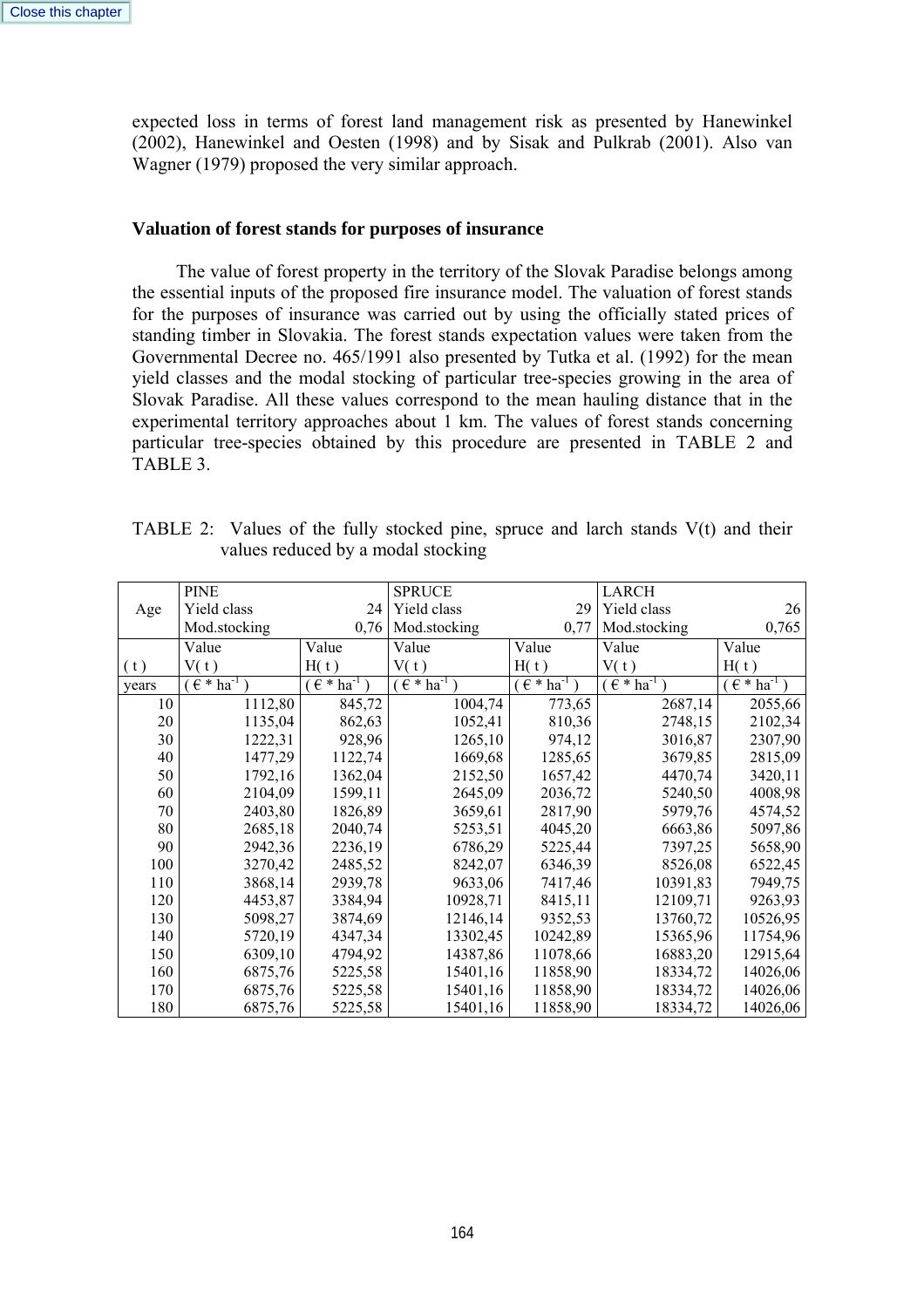expected loss in terms of forest land management risk as presented by Hanewinkel (2002), Hanewinkel and Oesten (1998) and by Sisak and Pulkrab (2001). Also van Wagner (1979) proposed the very similar approach.

### Valuation of forest stands for purposes of insurance

The value of forest property in the territory of the Slovak Paradise belongs among the essential inputs of the proposed fire insurance model. The valuation of forest stands for the purposes of insurance was carried out by using the officially stated prices of standing timber in Slovakia. The forest stands expectation values were taken from the Governmental Decree no. 465/1991 also presented by Tutka et al. (1992) for the mean yield classes and the modal stocking of particular tree-species growing in the area of Slovak Paradise. All these values correspond to the mean hauling distance that in the experimental territory approaches about 1 km. The values of forest stands concerning particular tree-species obtained by this procedure are presented in TABLE 2 and TABLE 3.

TABLE 2: Values of the fully stocked pine, spruce and larch stands V(t) and their values reduced by a modal stocking

| Age | PINE | | SPRUCE | | LARCH | |
|---|---|---|---|---|---|---|
| | Yield class | 24 | Yield class | 29 | Yield class | 26 |
| | Mod.stocking | 0,76 | Mod.stocking | 0,77 | Mod.stocking | 0,765 |
| ( t ) | Value V( t ) | Value H( t ) | Value V( t ) | Value H( t ) | Value V( t ) | Value H( t ) |
| years | ( € * ha$^{-1}$ ) | ( € * ha$^{-1}$ ) | ( € * ha$^{-1}$ ) | ( € * ha$^{-1}$ ) | ( € * ha$^{-1}$ ) | ( € * ha$^{-1}$ ) |
| 10 | 1112,80 | 845,72 | 1004,74 | 773,65 | 2687,14 | 2055,66 |
| 20 | 1135,04 | 862,63 | 1052,41 | 810,36 | 2748,15 | 2102,34 |
| 30 | 1222,31 | 928,96 | 1265,10 | 974,12 | 3016,87 | 2307,90 |
| 40 | 1477,29 | 1122,74 | 1669,68 | 1285,65 | 3679,85 | 2815,09 |
| 50 | 1792,16 | 1362,04 | 2152,50 | 1657,42 | 4470,74 | 3420,11 |
| 60 | 2104,09 | 1599,11 | 2645,09 | 2036,72 | 5240,50 | 4008,98 |
| 70 | 2403,80 | 1826,89 | 3659,61 | 2817,90 | 5979,76 | 4574,52 |
| 80 | 2685,18 | 2040,74 | 5253,51 | 4045,20 | 6663,86 | 5097,86 |
| 90 | 2942,36 | 2236,19 | 6786,29 | 5225,44 | 7397,25 | 5658,90 |
| 100 | 3270,42 | 2485,52 | 8242,07 | 6346,39 | 8526,08 | 6522,45 |
| 110 | 3868,14 | 2939,78 | 9633,06 | 7417,46 | 10391,83 | 7949,75 |
| 120 | 4453,87 | 3384,94 | 10928,71 | 8415,11 | 12109,71 | 9263,93 |
| 130 | 5098,27 | 3874,69 | 12146,14 | 9352,53 | 13760,72 | 10526,95 |
| 140 | 5720,19 | 4347,34 | 13302,45 | 10242,89 | 15365,96 | 11754,96 |
| 150 | 6309,10 | 4794,92 | 14387,86 | 11078,66 | 16883,20 | 12915,64 |
| 160 | 6875,76 | 5225,58 | 15401,16 | 11858,90 | 18334,72 | 14026,06 |
| 170 | 6875,76 | 5225,58 | 15401,16 | 11858,90 | 18334,72 | 14026,06 |
| 180 | 6875,76 | 5225,58 | 15401,16 | 11858,90 | 18334,72 | 14026,06 |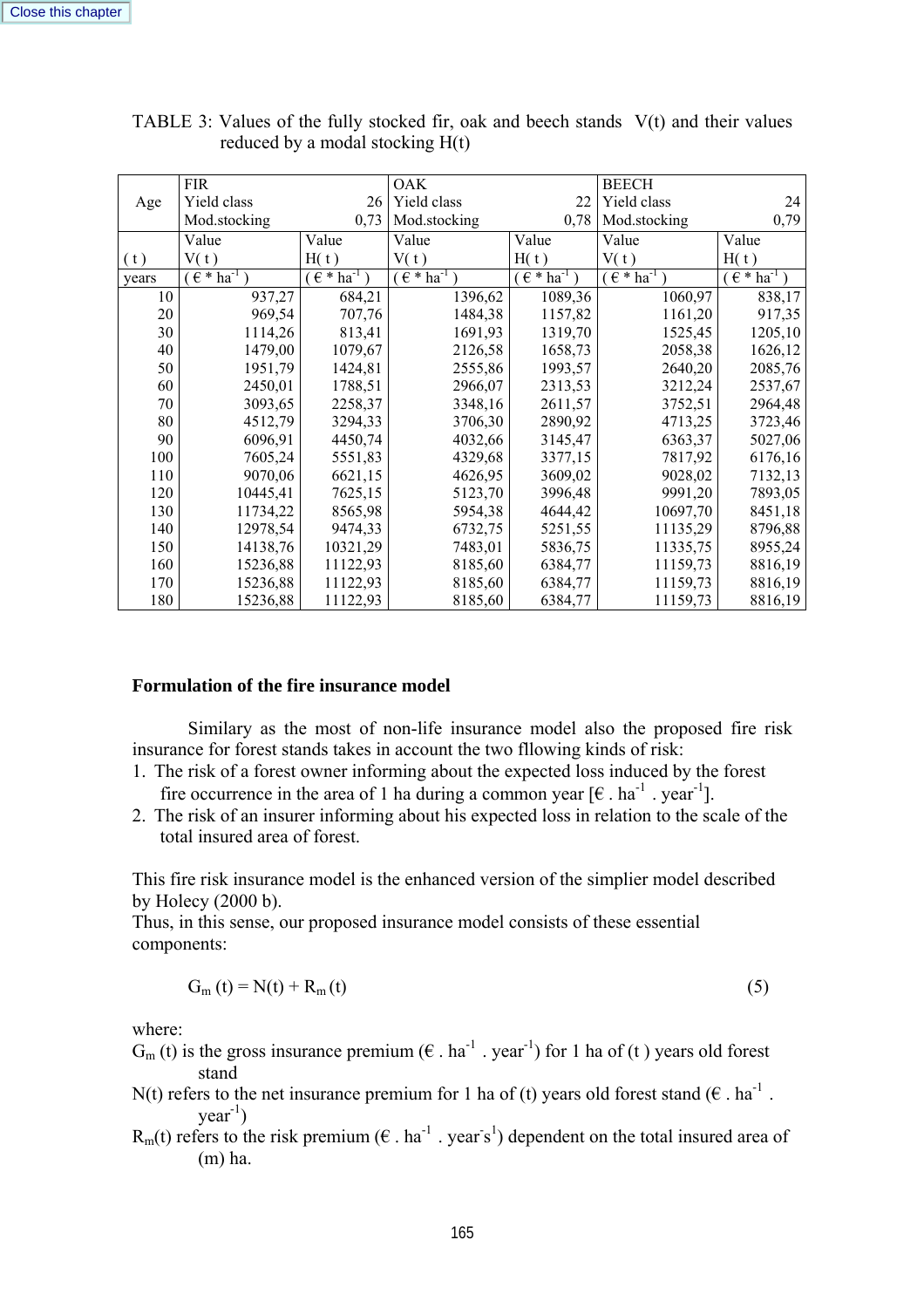TABLE 3: Values of the fully stocked fir, oak and beech stands V(t) and their values reduced by a modal stocking H(t)

| Age | FIR Yield class 26 Mod.stocking 0,73 | | OAK Yield class 22 Mod.stocking 0,78 | | BEECH Yield class 24 Mod.stocking 0,79 | |
|---|---|---|---|---|---|---|
| ( t ) | Value V( t ) | Value H( t ) | Value V( t ) | Value H( t ) | Value V( t ) | Value H( t ) |
| years | ( € * ha$^{-1}$ ) | ( € * ha$^{-1}$ ) | ( € * ha$^{-1}$ ) | ( € * ha$^{-1}$ ) | ( € * ha$^{-1}$ ) | ( € * ha$^{-1}$ ) |
| 10 | 937,27 | 684,21 | 1396,62 | 1089,36 | 1060,97 | 838,17 |
| 20 | 969,54 | 707,76 | 1484,38 | 1157,82 | 1161,20 | 917,35 |
| 30 | 1114,26 | 813,41 | 1691,93 | 1319,70 | 1525,45 | 1205,10 |
| 40 | 1479,00 | 1079,67 | 2126,58 | 1658,73 | 2058,38 | 1626,12 |
| 50 | 1951,79 | 1424,81 | 2555,86 | 1993,57 | 2640,20 | 2085,76 |
| 60 | 2450,01 | 1788,51 | 2966,07 | 2313,53 | 3212,24 | 2537,67 |
| 70 | 3093,65 | 2258,37 | 3348,16 | 2611,57 | 3752,51 | 2964,48 |
| 80 | 4512,79 | 3294,33 | 3706,30 | 2890,92 | 4713,25 | 3723,46 |
| 90 | 6096,91 | 4450,74 | 4032,66 | 3145,47 | 6363,37 | 5027,06 |
| 100 | 7605,24 | 5551,83 | 4329,68 | 3377,15 | 7817,92 | 6176,16 |
| 110 | 9070,06 | 6621,15 | 4626,95 | 3609,02 | 9028,02 | 7132,13 |
| 120 | 10445,41 | 7625,15 | 5123,70 | 3996,48 | 9991,20 | 7893,05 |
| 130 | 11734,22 | 8565,98 | 5954,38 | 4644,42 | 10697,70 | 8451,18 |
| 140 | 12978,54 | 9474,33 | 6732,75 | 5251,55 | 11135,29 | 8796,88 |
| 150 | 14138,76 | 10321,29 | 7483,01 | 5836,75 | 11335,75 | 8955,24 |
| 160 | 15236,88 | 11122,93 | 8185,60 | 6384,77 | 11159,73 | 8816,19 |
| 170 | 15236,88 | 11122,93 | 8185,60 | 6384,77 | 11159,73 | 8816,19 |
| 180 | 15236,88 | 11122,93 | 8185,60 | 6384,77 | 11159,73 | 8816,19 |

**Formulation of the fire insurance model**

Similary as the most of non-life insurance model also the proposed fire risk insurance for forest stands takes in account the two fllowing kinds of risk:

1. The risk of a forest owner informing about the expected loss induced by the forest fire occurrence in the area of 1 ha during a common year [€ . ha$^{-1}$ . year$^{-1}$].
2. The risk of an insurer informing about his expected loss in relation to the scale of the total insured area of forest.

This fire risk insurance model is the enhanced version of the simplier model described by Holecy (2000 b).
Thus, in this sense, our proposed insurance model consists of these essential components:

$$G_m(t) = N(t) + R_m(t) \quad (5)$$

where:
$G_m(t)$ is the gross insurance premium (€ . ha$^{-1}$ . year$^{-1}$) for 1 ha of (t ) years old forest stand
N(t) refers to the net insurance premium for 1 ha of (t) years old forest stand (€ . ha$^{-1}$ . year$^{-1}$)
$R_m(t)$ refers to the risk premium (€ . ha$^{-1}$ . year$^{-}$s$^{1}$) dependent on the total insured area of (m) ha.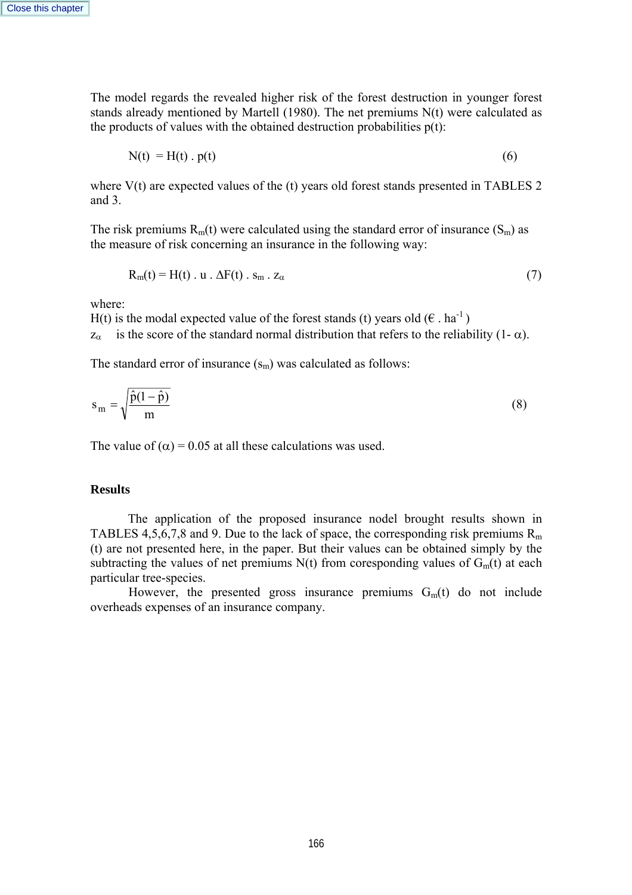The model regards the revealed higher risk of the forest destruction in younger forest stands already mentioned by Martell (1980). The net premiums N(t) were calculated as the products of values with the obtained destruction probabilities p(t):

$$N(t) = H(t) \,.\, p(t) \tag{6}$$

where V(t) are expected values of the (t) years old forest stands presented in TABLES 2 and 3.

The risk premiums $R_m(t)$ were calculated using the standard error of insurance ($S_m$) as the measure of risk concerning an insurance in the following way:

$$R_m(t) = H(t) \,.\, u \,.\, \Delta F(t) \,.\, s_m \,.\, z_\alpha \tag{7}$$

where:
H(t) is the modal expected value of the forest stands (t) years old (€ . $ha^{-1}$ )
$z_\alpha$ is the score of the standard normal distribution that refers to the reliability (1- $\alpha$).

The standard error of insurance ($s_m$) was calculated as follows:

$$s_m = \sqrt{\frac{\hat{p}(1-\hat{p})}{m}} \tag{8}$$

The value of ($\alpha$) = 0.05 at all these calculations was used.

## Results

The application of the proposed insurance nodel brought results shown in TABLES 4,5,6,7,8 and 9. Due to the lack of space, the corresponding risk premiums $R_m$ (t) are not presented here, in the paper. But their values can be obtained simply by the subtracting the values of net premiums N(t) from coresponding values of $G_m(t)$ at each particular tree-species.

However, the presented gross insurance premiums $G_m(t)$ do not include overheads expenses of an insurance company.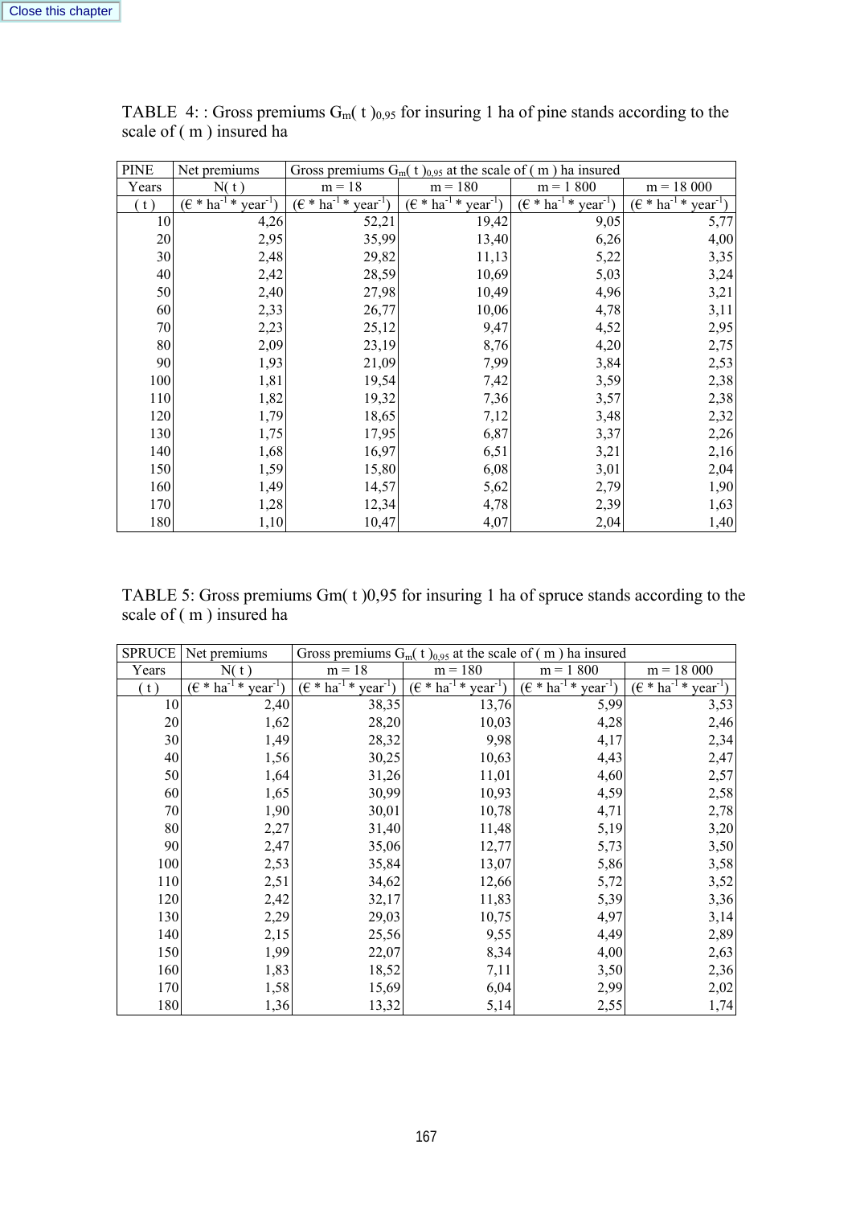TABLE 4: : Gross premiums $G_m(t)_{0,95}$ for insuring 1 ha of pine stands according to the scale of ( m ) insured ha

| PINE | Net premiums | Gross premiums $G_m(t)_{0,95}$ at the scale of ( m ) ha insured | | | |
|---|---|---|---|---|---|
| Years | N( t ) | m = 18 | m = 180 | m = 1 800 | m = 18 000 |
| ( t ) | (€ * $ha^{-1}$ * $year^{-1}$) | (€ * $ha^{-1}$ * $year^{-1}$) | (€ * $ha^{-1}$ * $year^{-1}$) | (€ * $ha^{-1}$ * $year^{-1}$) | (€ * $ha^{-1}$ * $year^{-1}$) |
| 10 | 4,26 | 52,21 | 19,42 | 9,05 | 5,77 |
| 20 | 2,95 | 35,99 | 13,40 | 6,26 | 4,00 |
| 30 | 2,48 | 29,82 | 11,13 | 5,22 | 3,35 |
| 40 | 2,42 | 28,59 | 10,69 | 5,03 | 3,24 |
| 50 | 2,40 | 27,98 | 10,49 | 4,96 | 3,21 |
| 60 | 2,33 | 26,77 | 10,06 | 4,78 | 3,11 |
| 70 | 2,23 | 25,12 | 9,47 | 4,52 | 2,95 |
| 80 | 2,09 | 23,19 | 8,76 | 4,20 | 2,75 |
| 90 | 1,93 | 21,09 | 7,99 | 3,84 | 2,53 |
| 100 | 1,81 | 19,54 | 7,42 | 3,59 | 2,38 |
| 110 | 1,82 | 19,32 | 7,36 | 3,57 | 2,38 |
| 120 | 1,79 | 18,65 | 7,12 | 3,48 | 2,32 |
| 130 | 1,75 | 17,95 | 6,87 | 3,37 | 2,26 |
| 140 | 1,68 | 16,97 | 6,51 | 3,21 | 2,16 |
| 150 | 1,59 | 15,80 | 6,08 | 3,01 | 2,04 |
| 160 | 1,49 | 14,57 | 5,62 | 2,79 | 1,90 |
| 170 | 1,28 | 12,34 | 4,78 | 2,39 | 1,63 |
| 180 | 1,10 | 10,47 | 4,07 | 2,04 | 1,40 |

TABLE 5: Gross premiums Gm( t )0,95 for insuring 1 ha of spruce stands according to the scale of ( m ) insured ha

| SPRUCE | Net premiums | Gross premiums $G_m(t)_{0,95}$ at the scale of ( m ) ha insured | | | |
|---|---|---|---|---|---|
| Years | N( t ) | m = 18 | m = 180 | m = 1 800 | m = 18 000 |
| ( t ) | (€ * $ha^{-1}$ * $year^{-1}$) | (€ * $ha^{-1}$ * $year^{-1}$) | (€ * $ha^{-1}$ * $year^{-1}$) | (€ * $ha^{-1}$ * $year^{-1}$) | (€ * $ha^{-1}$ * $year^{-1}$) |
| 10 | 2,40 | 38,35 | 13,76 | 5,99 | 3,53 |
| 20 | 1,62 | 28,20 | 10,03 | 4,28 | 2,46 |
| 30 | 1,49 | 28,32 | 9,98 | 4,17 | 2,34 |
| 40 | 1,56 | 30,25 | 10,63 | 4,43 | 2,47 |
| 50 | 1,64 | 31,26 | 11,01 | 4,60 | 2,57 |
| 60 | 1,65 | 30,99 | 10,93 | 4,59 | 2,58 |
| 70 | 1,90 | 30,01 | 10,78 | 4,71 | 2,78 |
| 80 | 2,27 | 31,40 | 11,48 | 5,19 | 3,20 |
| 90 | 2,47 | 35,06 | 12,77 | 5,73 | 3,50 |
| 100 | 2,53 | 35,84 | 13,07 | 5,86 | 3,58 |
| 110 | 2,51 | 34,62 | 12,66 | 5,72 | 3,52 |
| 120 | 2,42 | 32,17 | 11,83 | 5,39 | 3,36 |
| 130 | 2,29 | 29,03 | 10,75 | 4,97 | 3,14 |
| 140 | 2,15 | 25,56 | 9,55 | 4,49 | 2,89 |
| 150 | 1,99 | 22,07 | 8,34 | 4,00 | 2,63 |
| 160 | 1,83 | 18,52 | 7,11 | 3,50 | 2,36 |
| 170 | 1,58 | 15,69 | 6,04 | 2,99 | 2,02 |
| 180 | 1,36 | 13,32 | 5,14 | 2,55 | 1,74 |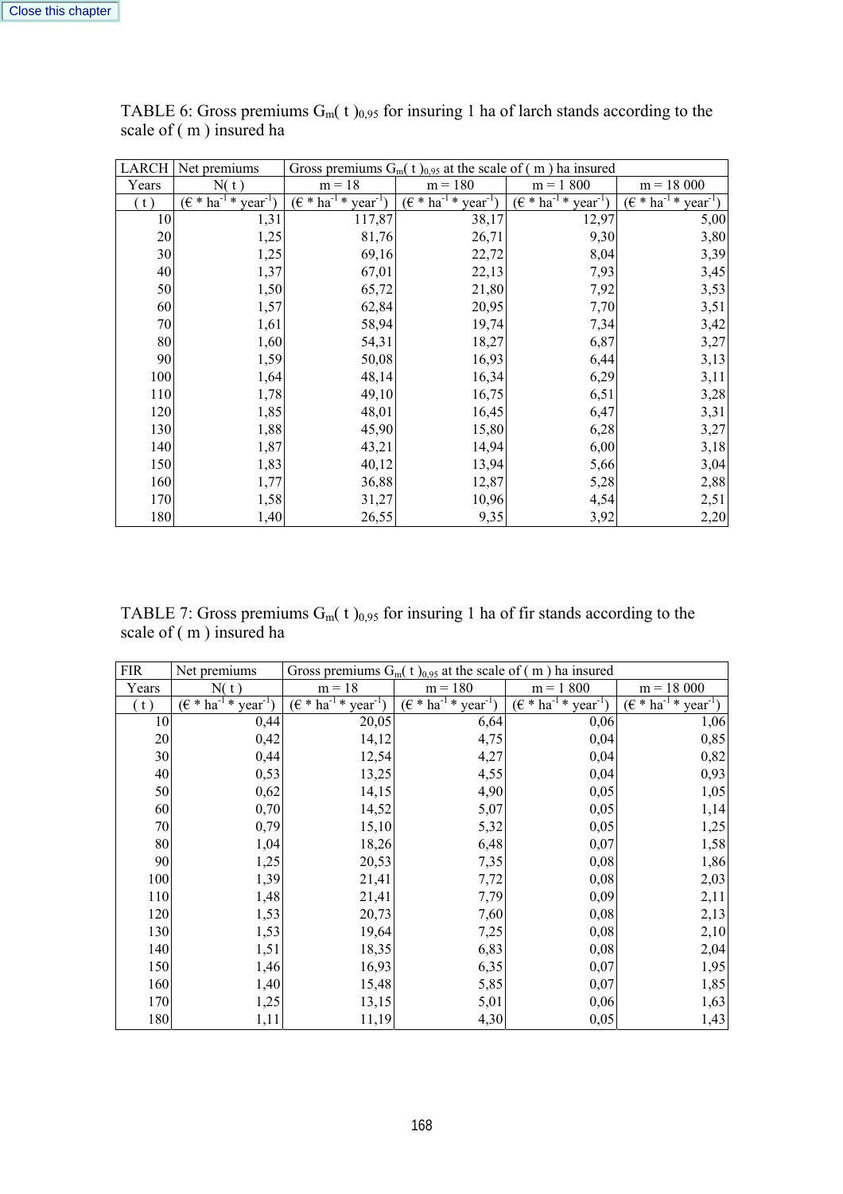TABLE 6: Gross premiums $G_m(t)_{0,95}$ for insuring 1 ha of larch stands according to the scale of ( m ) insured ha

| LARCH | Net premiums | Gross premiums $G_m(t)_{0,95}$ at the scale of ( m ) ha insured | | | |
|---|---|---|---|---|---|
| Years | N( t ) | m = 18 | m = 180 | m = 1 800 | m = 18 000 |
| ( t ) | (€ * $ha^{-1}$ * $year^{-1}$) | (€ * $ha^{-1}$ * $year^{-1}$) | (€ * $ha^{-1}$ * $year^{-1}$) | (€ * $ha^{-1}$ * $year^{-1}$) | (€ * $ha^{-1}$ * $year^{-1}$) |
| 10 | 1,31 | 117,87 | 38,17 | 12,97 | 5,00 |
| 20 | 1,25 | 81,76 | 26,71 | 9,30 | 3,80 |
| 30 | 1,25 | 69,16 | 22,72 | 8,04 | 3,39 |
| 40 | 1,37 | 67,01 | 22,13 | 7,93 | 3,45 |
| 50 | 1,50 | 65,72 | 21,80 | 7,92 | 3,53 |
| 60 | 1,57 | 62,84 | 20,95 | 7,70 | 3,51 |
| 70 | 1,61 | 58,94 | 19,74 | 7,34 | 3,42 |
| 80 | 1,60 | 54,31 | 18,27 | 6,87 | 3,27 |
| 90 | 1,59 | 50,08 | 16,93 | 6,44 | 3,13 |
| 100 | 1,64 | 48,14 | 16,34 | 6,29 | 3,11 |
| 110 | 1,78 | 49,10 | 16,75 | 6,51 | 3,28 |
| 120 | 1,85 | 48,01 | 16,45 | 6,47 | 3,31 |
| 130 | 1,88 | 45,90 | 15,80 | 6,28 | 3,27 |
| 140 | 1,87 | 43,21 | 14,94 | 6,00 | 3,18 |
| 150 | 1,83 | 40,12 | 13,94 | 5,66 | 3,04 |
| 160 | 1,77 | 36,88 | 12,87 | 5,28 | 2,88 |
| 170 | 1,58 | 31,27 | 10,96 | 4,54 | 2,51 |
| 180 | 1,40 | 26,55 | 9,35 | 3,92 | 2,20 |

TABLE 7: Gross premiums $G_m(t)_{0,95}$ for insuring 1 ha of fir stands according to the scale of ( m ) insured ha

| FIR | Net premiums | Gross premiums $G_m(t)_{0,95}$ at the scale of ( m ) ha insured | | | |
|---|---|---|---|---|---|
| Years | N( t ) | m = 18 | m = 180 | m = 1 800 | m = 18 000 |
| ( t ) | (€ * $ha^{-1}$ * $year^{-1}$) | (€ * $ha^{-1}$ * $year^{-1}$) | (€ * $ha^{-1}$ * $year^{-1}$) | (€ * $ha^{-1}$ * $year^{-1}$) | (€ * $ha^{-1}$ * $year^{-1}$) |
| 10 | 0,44 | 20,05 | 6,64 | 0,06 | 1,06 |
| 20 | 0,42 | 14,12 | 4,75 | 0,04 | 0,85 |
| 30 | 0,44 | 12,54 | 4,27 | 0,04 | 0,82 |
| 40 | 0,53 | 13,25 | 4,55 | 0,04 | 0,93 |
| 50 | 0,62 | 14,15 | 4,90 | 0,05 | 1,05 |
| 60 | 0,70 | 14,52 | 5,07 | 0,05 | 1,14 |
| 70 | 0,79 | 15,10 | 5,32 | 0,05 | 1,25 |
| 80 | 1,04 | 18,26 | 6,48 | 0,07 | 1,58 |
| 90 | 1,25 | 20,53 | 7,35 | 0,08 | 1,86 |
| 100 | 1,39 | 21,41 | 7,72 | 0,08 | 2,03 |
| 110 | 1,48 | 21,41 | 7,79 | 0,09 | 2,11 |
| 120 | 1,53 | 20,73 | 7,60 | 0,08 | 2,13 |
| 130 | 1,53 | 19,64 | 7,25 | 0,08 | 2,10 |
| 140 | 1,51 | 18,35 | 6,83 | 0,08 | 2,04 |
| 150 | 1,46 | 16,93 | 6,35 | 0,07 | 1,95 |
| 160 | 1,40 | 15,48 | 5,85 | 0,07 | 1,85 |
| 170 | 1,25 | 13,15 | 5,01 | 0,06 | 1,63 |
| 180 | 1,11 | 11,19 | 4,30 | 0,05 | 1,43 |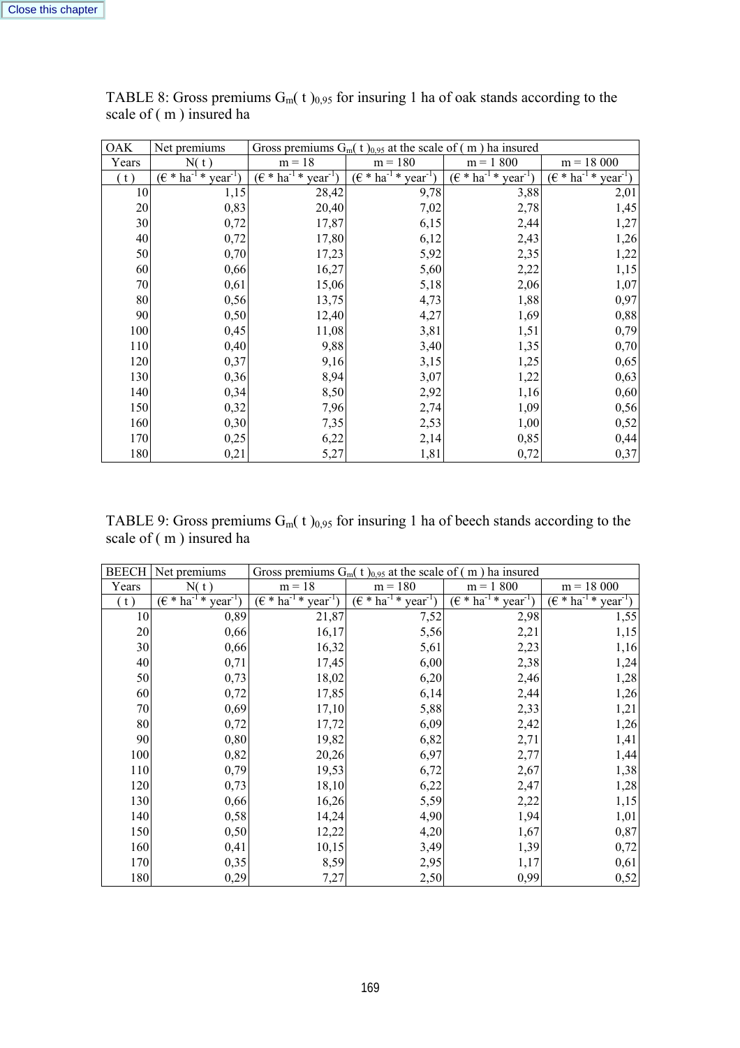TABLE 8: Gross premiums $G_m(t)_{0,95}$ for insuring 1 ha of oak stands according to the scale of ( m ) insured ha

| OAK | Net premiums | Gross premiums $G_m(t)_{0,95}$ at the scale of ( m ) ha insured | | | |
|---|---|---|---|---|---|
| Years | N( t ) | m = 18 | m = 180 | m = 1 800 | m = 18 000 |
| ( t ) | (€ * $ha^{-1}$ * $year^{-1}$) | (€ * $ha^{-1}$ * $year^{-1}$) | (€ * $ha^{-1}$ * $year^{-1}$) | (€ * $ha^{-1}$ * $year^{-1}$) | (€ * $ha^{-1}$ * $year^{-1}$) |
| 10 | 1,15 | 28,42 | 9,78 | 3,88 | 2,01 |
| 20 | 0,83 | 20,40 | 7,02 | 2,78 | 1,45 |
| 30 | 0,72 | 17,87 | 6,15 | 2,44 | 1,27 |
| 40 | 0,72 | 17,80 | 6,12 | 2,43 | 1,26 |
| 50 | 0,70 | 17,23 | 5,92 | 2,35 | 1,22 |
| 60 | 0,66 | 16,27 | 5,60 | 2,22 | 1,15 |
| 70 | 0,61 | 15,06 | 5,18 | 2,06 | 1,07 |
| 80 | 0,56 | 13,75 | 4,73 | 1,88 | 0,97 |
| 90 | 0,50 | 12,40 | 4,27 | 1,69 | 0,88 |
| 100 | 0,45 | 11,08 | 3,81 | 1,51 | 0,79 |
| 110 | 0,40 | 9,88 | 3,40 | 1,35 | 0,70 |
| 120 | 0,37 | 9,16 | 3,15 | 1,25 | 0,65 |
| 130 | 0,36 | 8,94 | 3,07 | 1,22 | 0,63 |
| 140 | 0,34 | 8,50 | 2,92 | 1,16 | 0,60 |
| 150 | 0,32 | 7,96 | 2,74 | 1,09 | 0,56 |
| 160 | 0,30 | 7,35 | 2,53 | 1,00 | 0,52 |
| 170 | 0,25 | 6,22 | 2,14 | 0,85 | 0,44 |
| 180 | 0,21 | 5,27 | 1,81 | 0,72 | 0,37 |

TABLE 9: Gross premiums $G_m(t)_{0,95}$ for insuring 1 ha of beech stands according to the scale of ( m ) insured ha

| BEECH | Net premiums | Gross premiums $G_m(t)_{0,95}$ at the scale of ( m ) ha insured | | | |
|---|---|---|---|---|---|
| Years | N( t ) | m = 18 | m = 180 | m = 1 800 | m = 18 000 |
| ( t ) | (€ * $ha^{-1}$ * $year^{-1}$) | (€ * $ha^{-1}$ * $year^{-1}$) | (€ * $ha^{-1}$ * $year^{-1}$) | (€ * $ha^{-1}$ * $year^{-1}$) | (€ * $ha^{-1}$ * $year^{-1}$) |
| 10 | 0,89 | 21,87 | 7,52 | 2,98 | 1,55 |
| 20 | 0,66 | 16,17 | 5,56 | 2,21 | 1,15 |
| 30 | 0,66 | 16,32 | 5,61 | 2,23 | 1,16 |
| 40 | 0,71 | 17,45 | 6,00 | 2,38 | 1,24 |
| 50 | 0,73 | 18,02 | 6,20 | 2,46 | 1,28 |
| 60 | 0,72 | 17,85 | 6,14 | 2,44 | 1,26 |
| 70 | 0,69 | 17,10 | 5,88 | 2,33 | 1,21 |
| 80 | 0,72 | 17,72 | 6,09 | 2,42 | 1,26 |
| 90 | 0,80 | 19,82 | 6,82 | 2,71 | 1,41 |
| 100 | 0,82 | 20,26 | 6,97 | 2,77 | 1,44 |
| 110 | 0,79 | 19,53 | 6,72 | 2,67 | 1,38 |
| 120 | 0,73 | 18,10 | 6,22 | 2,47 | 1,28 |
| 130 | 0,66 | 16,26 | 5,59 | 2,22 | 1,15 |
| 140 | 0,58 | 14,24 | 4,90 | 1,94 | 1,01 |
| 150 | 0,50 | 12,22 | 4,20 | 1,67 | 0,87 |
| 160 | 0,41 | 10,15 | 3,49 | 1,39 | 0,72 |
| 170 | 0,35 | 8,59 | 2,95 | 1,17 | 0,61 |
| 180 | 0,29 | 7,27 | 2,50 | 0,99 | 0,52 |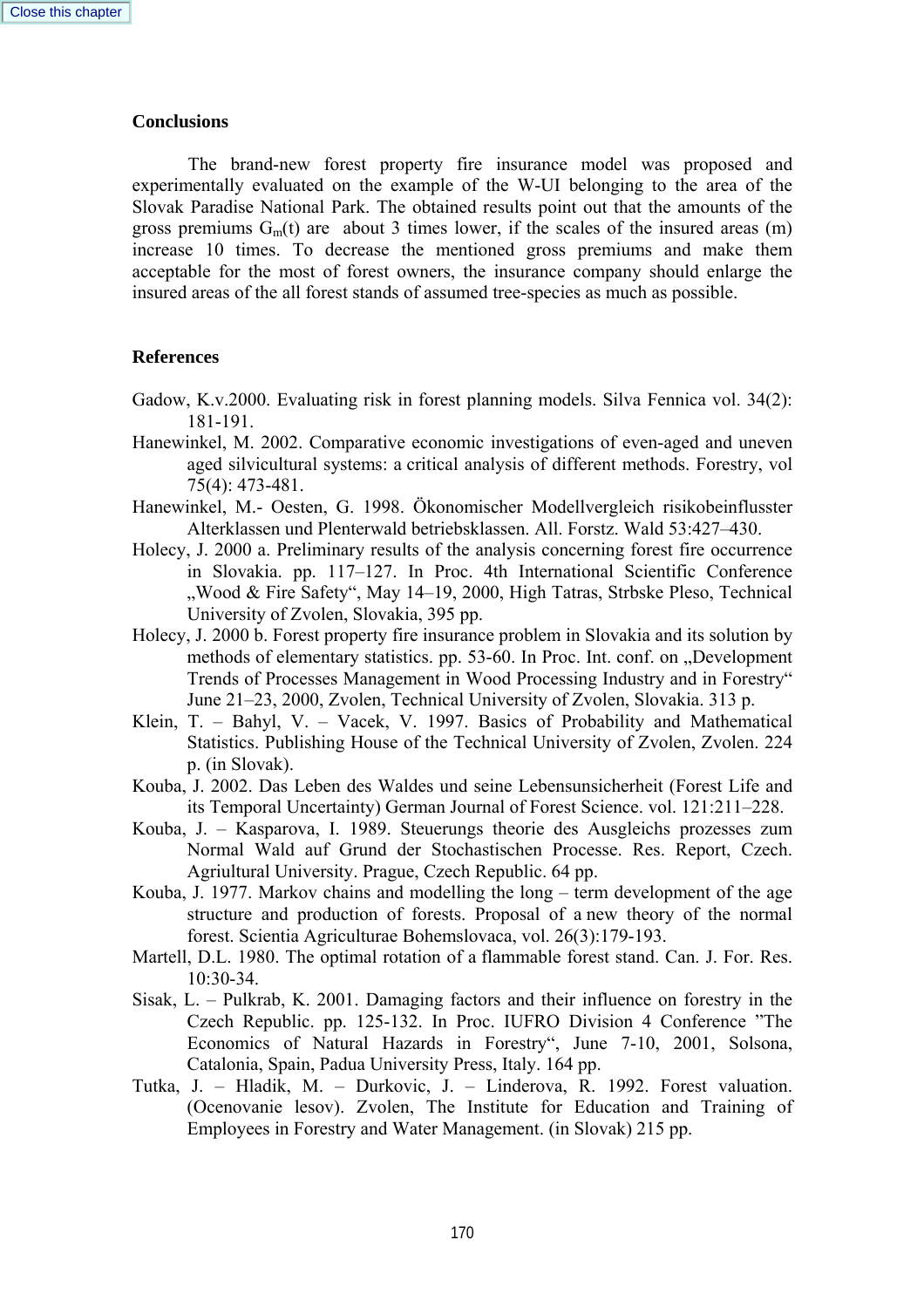## Conclusions

The brand-new forest property fire insurance model was proposed and experimentally evaluated on the example of the W-UI belonging to the area of the Slovak Paradise National Park. The obtained results point out that the amounts of the gross premiums $G_m(t)$ are about 3 times lower, if the scales of the insured areas (m) increase 10 times. To decrease the mentioned gross premiums and make them acceptable for the most of forest owners, the insurance company should enlarge the insured areas of the all forest stands of assumed tree-species as much as possible.

## References

Gadow, K.v.2000. Evaluating risk in forest planning models. Silva Fennica vol. 34(2): 181-191.

Hanewinkel, M. 2002. Comparative economic investigations of even-aged and uneven aged silvicultural systems: a critical analysis of different methods. Forestry, vol 75(4): 473-481.

Hanewinkel, M.- Oesten, G. 1998. Ökonomischer Modellvergleich risikobeinflusster Alterklassen und Plenterwald betriebsklassen. All. Forstz. Wald 53:427–430.

Holecy, J. 2000 a. Preliminary results of the analysis concerning forest fire occurrence in Slovakia. pp. 117–127. In Proc. 4th International Scientific Conference „Wood & Fire Safety", May 14–19, 2000, High Tatras, Strbske Pleso, Technical University of Zvolen, Slovakia, 395 pp.

Holecy, J. 2000 b. Forest property fire insurance problem in Slovakia and its solution by methods of elementary statistics. pp. 53-60. In Proc. Int. conf. on „Development Trends of Processes Management in Wood Processing Industry and in Forestry" June 21–23, 2000, Zvolen, Technical University of Zvolen, Slovakia. 313 p.

Klein, T. – Bahyl, V. – Vacek, V. 1997. Basics of Probability and Mathematical Statistics. Publishing House of the Technical University of Zvolen, Zvolen. 224 p. (in Slovak).

Kouba, J. 2002. Das Leben des Waldes und seine Lebensunsicherheit (Forest Life and its Temporal Uncertainty) German Journal of Forest Science. vol. 121:211–228.

Kouba, J. – Kasparova, I. 1989. Steuerungs theorie des Ausgleichs prozesses zum Normal Wald auf Grund der Stochastischen Processe. Res. Report, Czech. Agriultural University. Prague, Czech Republic. 64 pp.

Kouba, J. 1977. Markov chains and modelling the long – term development of the age structure and production of forests. Proposal of a new theory of the normal forest. Scientia Agriculturae Bohemslovaca, vol. 26(3):179-193.

Martell, D.L. 1980. The optimal rotation of a flammable forest stand. Can. J. For. Res. 10:30-34.

Sisak, L. – Pulkrab, K. 2001. Damaging factors and their influence on forestry in the Czech Republic. pp. 125-132. In Proc. IUFRO Division 4 Conference "The Economics of Natural Hazards in Forestry", June 7-10, 2001, Solsona, Catalonia, Spain, Padua University Press, Italy. 164 pp.

Tutka, J. – Hladik, M. – Durkovic, J. – Linderova, R. 1992. Forest valuation. (Ocenovanie lesov). Zvolen, The Institute for Education and Training of Employees in Forestry and Water Management. (in Slovak) 215 pp.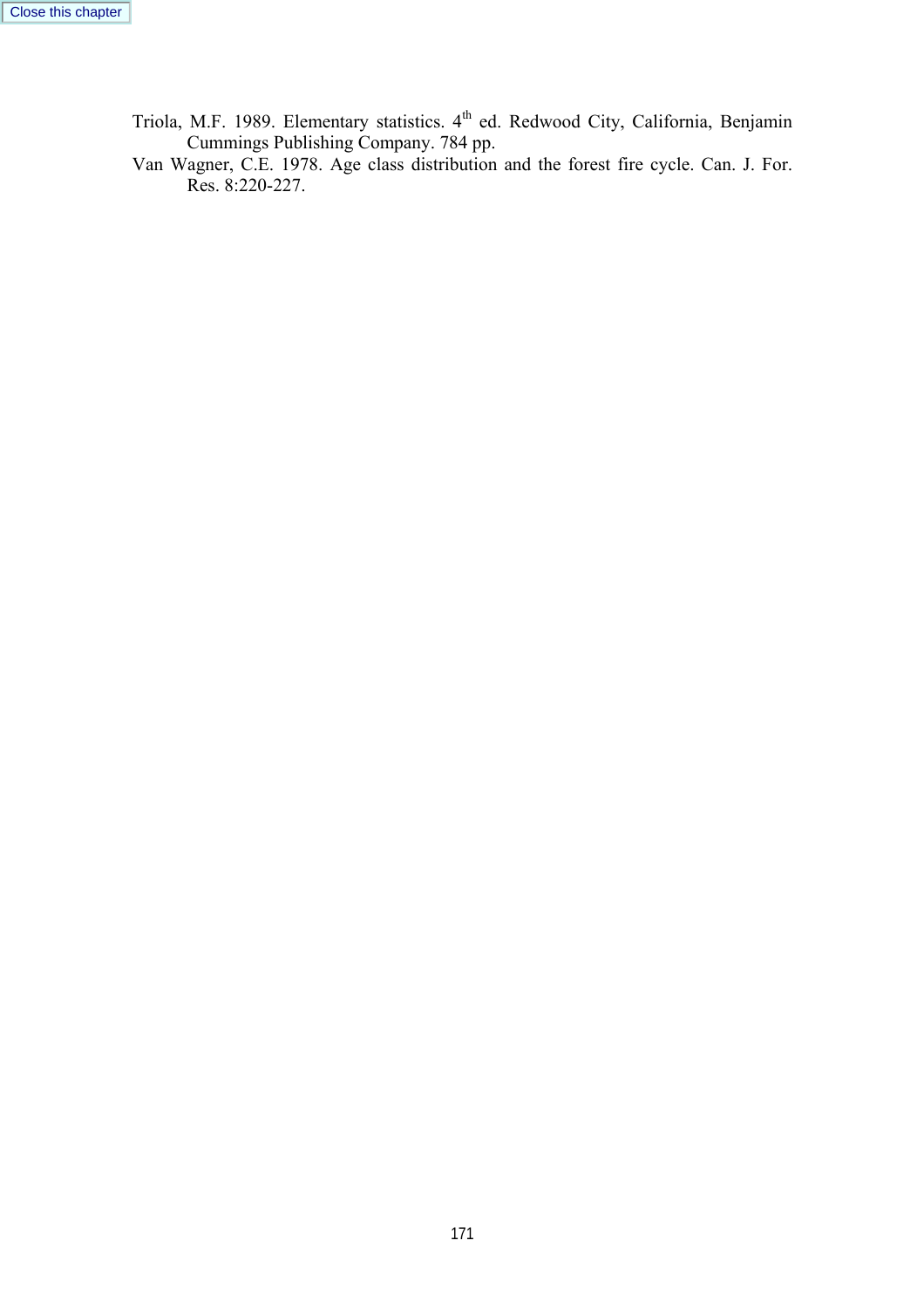Triola, M.F. 1989. Elementary statistics. 4$^{th}$ ed. Redwood City, California, Benjamin Cummings Publishing Company. 784 pp.

Van Wagner, C.E. 1978. Age class distribution and the forest fire cycle. Can. J. For. Res. 8:220-227.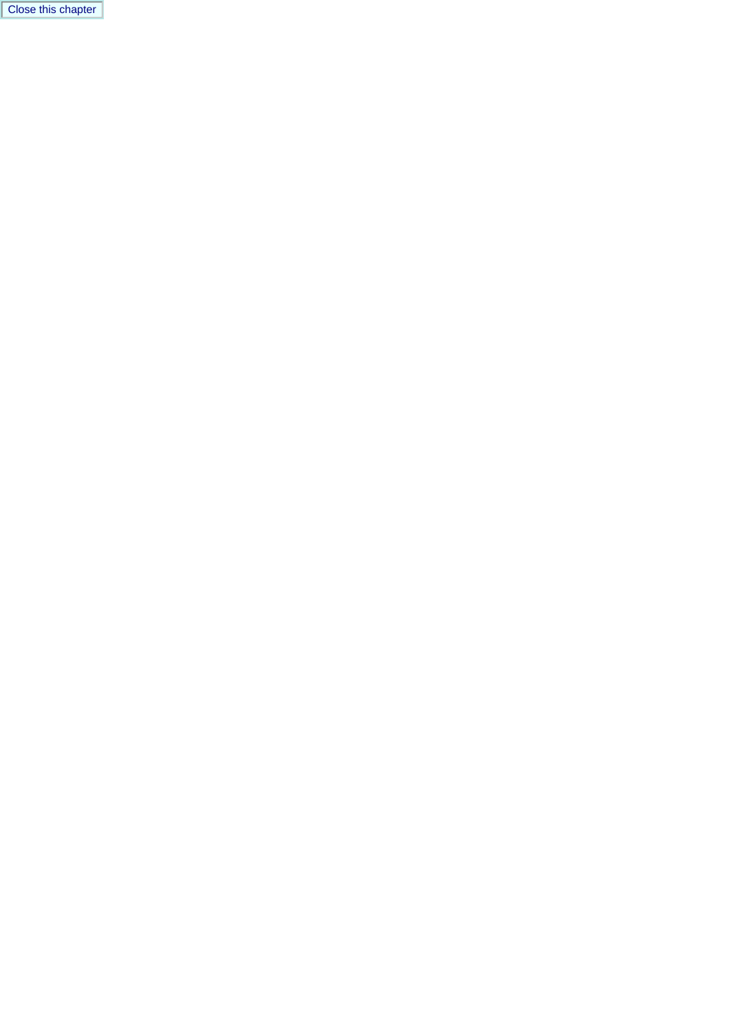Close this chapter